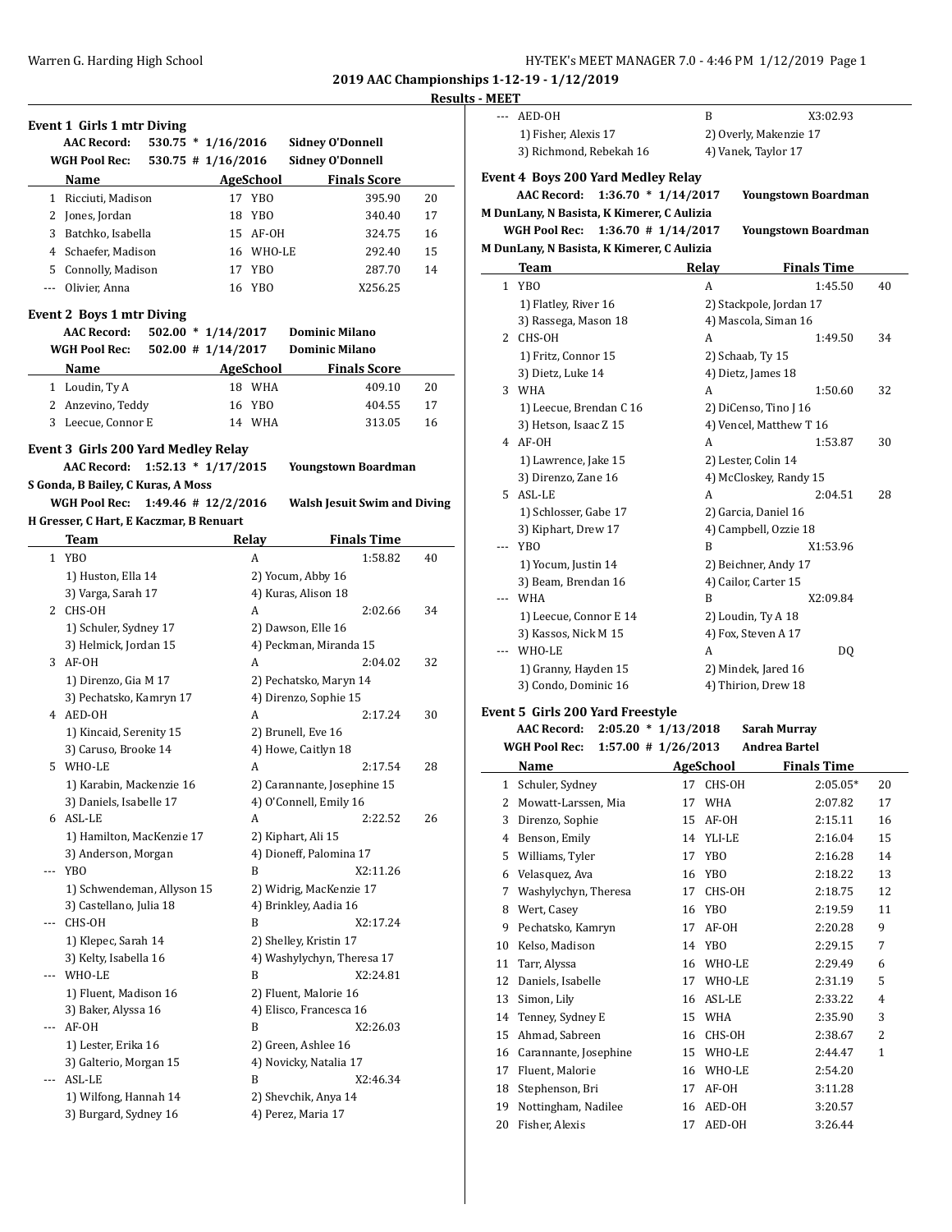**2019 AAC Championships 1-12-19 - 1/12/2019**

**Results - MEET**

### Event 1 Girls 1 mtr Diving

**AAC Record:** 530.75 * 1/16/2016 Sidney O'Donnell

**WGH Pool Rec:** 530.75 # 1/16/2016 Sidney O'Donnell

| | Name | Age | School | Finals Score | |
|---|---|---|---|---|---|
| 1 | Ricciuti, Madison | 17 | YBO | 395.90 | 20 |
| 2 | Jones, Jordan | 18 | YBO | 340.40 | 17 |
| 3 | Batchko, Isabella | 15 | AF-OH | 324.75 | 16 |
| 4 | Schaefer, Madison | 16 | WHO-LE | 292.40 | 15 |
| 5 | Connolly, Madison | 17 | YBO | 287.70 | 14 |
| --- | Olivier, Anna | 16 | YBO | X256.25 | |

### Event 2 Boys 1 mtr Diving

**AAC Record:** 502.00 * 1/14/2017 Dominic Milano

**WGH Pool Rec:** 502.00 # 1/14/2017 Dominic Milano

| | Name | Age | School | Finals Score | |
|---|---|---|---|---|---|
| 1 | Loudin, Ty A | 18 | WHA | 409.10 | 20 |
| 2 | Anzevino, Teddy | 16 | YBO | 404.55 | 17 |
| 3 | Leecue, Connor E | 14 | WHA | 313.05 | 16 |

### Event 3 Girls 200 Yard Medley Relay

**AAC Record:** 1:52.13 * 1/17/2015 Youngstown Boardman

S Gonda, B Bailey, C Kuras, A Moss

**WGH Pool Rec:** 1:49.46 # 12/2/2016 Walsh Jesuit Swim and Diving

H Gresser, C Hart, E Kaczmar, B Renuart

| | Team | Relay | Finals Time | |
|---|---|---|---|---|
| 1 | YBO | A | 1:58.82 | 40 |
| | 1) Huston, Ella 14 | 2) Yocum, Abby 16 | | |
| | 3) Varga, Sarah 17 | 4) Kuras, Alison 18 | | |
| 2 | CHS-OH | A | 2:02.66 | 34 |
| | 1) Schuler, Sydney 17 | 2) Dawson, Elle 16 | | |
| | 3) Helmick, Jordan 15 | 4) Peckman, Miranda 15 | | |
| 3 | AF-OH | A | 2:04.02 | 32 |
| | 1) Direnzo, Gia M 17 | 2) Pechatsko, Maryn 14 | | |
| | 3) Pechatsko, Kamryn 17 | 4) Direnzo, Sophie 15 | | |
| 4 | AED-OH | A | 2:17.24 | 30 |
| | 1) Kincaid, Serenity 15 | 2) Brunell, Eve 16 | | |
| | 3) Caruso, Brooke 14 | 4) Howe, Caitlyn 18 | | |
| 5 | WHO-LE | A | 2:17.54 | 28 |
| | 1) Karabin, Mackenzie 16 | 2) Carannante, Josephine 15 | | |
| | 3) Daniels, Isabelle 17 | 4) O'Connell, Emily 16 | | |
| 6 | ASL-LE | A | 2:22.52 | 26 |
| | 1) Hamilton, MacKenzie 17 | 2) Kiphart, Ali 15 | | |
| | 3) Anderson, Morgan | 4) Dioneff, Palomina 17 | | |
| --- | YBO | B | X2:11.26 | |
| | 1) Schwendeman, Allyson 15 | 2) Widrig, MacKenzie 17 | | |
| | 3) Castellano, Julia 18 | 4) Brinkley, Aadia 16 | | |
| --- | CHS-OH | B | X2:17.24 | |
| | 1) Klepec, Sarah 14 | 2) Shelley, Kristin 17 | | |
| | 3) Kelty, Isabella 16 | 4) Washylychyn, Theresa 17 | | |
| --- | WHO-LE | B | X2:24.81 | |
| | 1) Fluent, Madison 16 | 2) Fluent, Malorie 16 | | |
| | 3) Baker, Alyssa 16 | 4) Elisco, Francesca 16 | | |
| --- | AF-OH | B | X2:26.03 | |
| | 1) Lester, Erika 16 | 2) Green, Ashlee 16 | | |
| | 3) Galterio, Morgan 15 | 4) Novicky, Natalia 17 | | |
| --- | ASL-LE | B | X2:46.34 | |
| | 1) Wilfong, Hannah 14 | 2) Shevchik, Anya 14 | | |
| | 3) Burgard, Sydney 16 | 4) Perez, Maria 17 | | |
| --- | AED-OH | B | X3:02.93 | |
| | 1) Fisher, Alexis 17 | 2) Overly, Makenzie 17 | | |
| | 3) Richmond, Rebekah 16 | 4) Vanek, Taylor 17 | | |

### Event 4 Boys 200 Yard Medley Relay

**AAC Record:** 1:36.70 * 1/14/2017 Youngstown Boardman

M DunLany, N Basista, K Kimerer, C Aulizia

**WGH Pool Rec:** 1:36.70 # 1/14/2017 Youngstown Boardman

M DunLany, N Basista, K Kimerer, C Aulizia

| | Team | Relay | Finals Time | |
|---|---|---|---|---|
| 1 | YBO | A | 1:45.50 | 40 |
| | 1) Flatley, River 16 | 2) Stackpole, Jordan 17 | | |
| | 3) Rassega, Mason 18 | 4) Mascola, Siman 16 | | |
| 2 | CHS-OH | A | 1:49.50 | 34 |
| | 1) Fritz, Connor 15 | 2) Schaab, Ty 15 | | |
| | 3) Dietz, Luke 14 | 4) Dietz, James 18 | | |
| 3 | WHA | A | 1:50.60 | 32 |
| | 1) Leecue, Brendan C 16 | 2) DiCenso, Tino J 16 | | |
| | 3) Hetson, Isaac Z 15 | 4) Vencel, Matthew T 16 | | |
| 4 | AF-OH | A | 1:53.87 | 30 |
| | 1) Lawrence, Jake 15 | 2) Lester, Colin 14 | | |
| | 3) Direnzo, Zane 16 | 4) McCloskey, Randy 15 | | |
| 5 | ASL-LE | A | 2:04.51 | 28 |
| | 1) Schlosser, Gabe 17 | 2) Garcia, Daniel 16 | | |
| | 3) Kiphart, Drew 17 | 4) Campbell, Ozzie 18 | | |
| --- | YBO | B | X1:53.96 | |
| | 1) Yocum, Justin 14 | 2) Beichner, Andy 17 | | |
| | 3) Beam, Brendan 16 | 4) Cailor, Carter 15 | | |
| --- | WHA | B | X2:09.84 | |
| | 1) Leecue, Connor E 14 | 2) Loudin, Ty A 18 | | |
| | 3) Kassos, Nick M 15 | 4) Fox, Steven A 17 | | |
| --- | WHO-LE | A | DQ | |
| | 1) Granny, Hayden 15 | 2) Mindek, Jared 16 | | |
| | 3) Condo, Dominic 16 | 4) Thirion, Drew 18 | | |

### Event 5 Girls 200 Yard Freestyle

**AAC Record:** 2:05.20 * 1/13/2018 Sarah Murray

**WGH Pool Rec:** 1:57.00 # 1/26/2013 Andrea Bartel

| | Name | Age | School | Finals Time | |
|---|---|---|---|---|---|
| 1 | Schuler, Sydney | 17 | CHS-OH | 2:05.05* | 20 |
| 2 | Mowatt-Larssen, Mia | 17 | WHA | 2:07.82 | 17 |
| 3 | Direnzo, Sophie | 15 | AF-OH | 2:15.11 | 16 |
| 4 | Benson, Emily | 14 | YLI-LE | 2:16.04 | 15 |
| 5 | Williams, Tyler | 17 | YBO | 2:16.28 | 14 |
| 6 | Velasquez, Ava | 16 | YBO | 2:18.22 | 13 |
| 7 | Washylychyn, Theresa | 17 | CHS-OH | 2:18.75 | 12 |
| 8 | Wert, Casey | 16 | YBO | 2:19.59 | 11 |
| 9 | Pechatsko, Kamryn | 17 | AF-OH | 2:20.28 | 9 |
| 10 | Kelso, Madison | 14 | YBO | 2:29.15 | 7 |
| 11 | Tarr, Alyssa | 16 | WHO-LE | 2:29.49 | 6 |
| 12 | Daniels, Isabelle | 17 | WHO-LE | 2:31.19 | 5 |
| 13 | Simon, Lily | 16 | ASL-LE | 2:33.22 | 4 |
| 14 | Tenney, Sydney E | 15 | WHA | 2:35.90 | 3 |
| 15 | Ahmad, Sabreen | 16 | CHS-OH | 2:38.67 | 2 |
| 16 | Carannante, Josephine | 15 | WHO-LE | 2:44.47 | 1 |
| 17 | Fluent, Malorie | 16 | WHO-LE | 2:54.20 | |
| 18 | Stephenson, Bri | 17 | AF-OH | 3:11.28 | |
| 19 | Nottingham, Nadilee | 16 | AED-OH | 3:20.57 | |
| 20 | Fisher, Alexis | 17 | AED-OH | 3:26.44 | |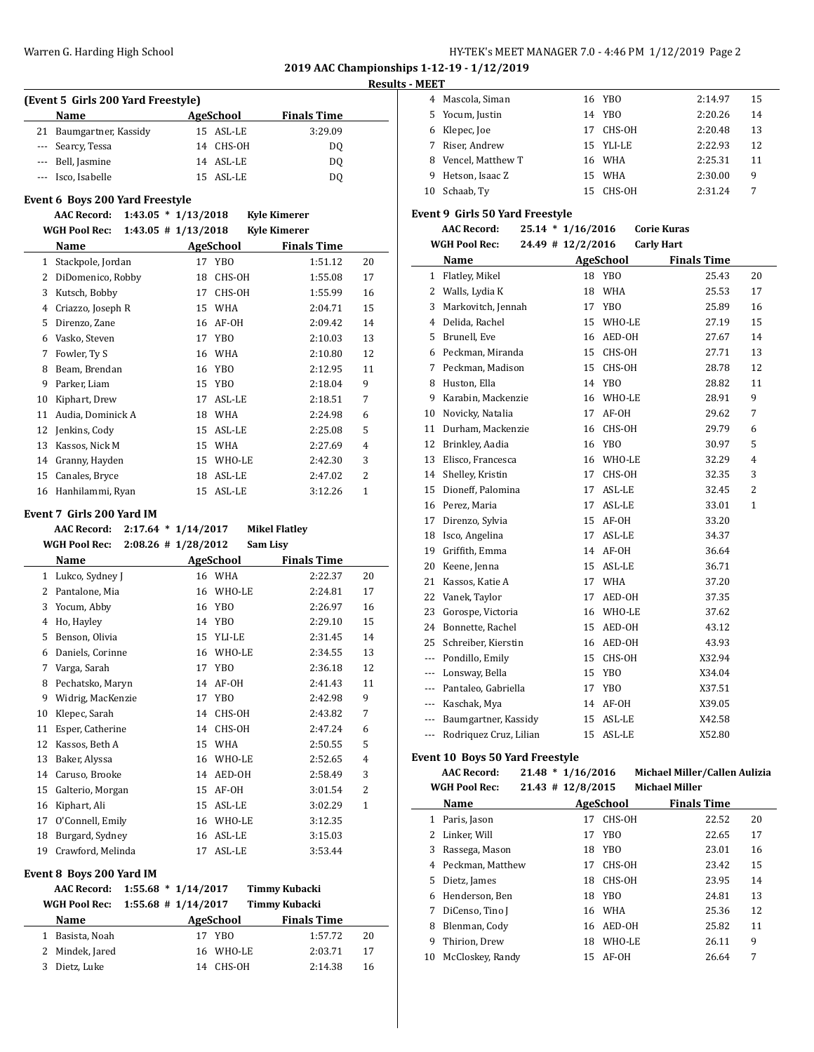**2019 AAC Championships 1-12-19 - 1/12/2019**

**Results - MEET**

### (Event 5 Girls 200 Yard Freestyle)

| | Name | Age | School | Finals Time | |
|---|---|---|---|---|---|
| 21 | Baumgartner, Kassidy | 15 | ASL-LE | 3:29.09 | |
| --- | Searcy, Tessa | 14 | CHS-OH | DQ | |
| --- | Bell, Jasmine | 14 | ASL-LE | DQ | |
| --- | Isco, Isabelle | 15 | ASL-LE | DQ | |

### Event 6 Boys 200 Yard Freestyle

AAC Record: 1:43.05 * 1/13/2018 Kyle Kimerer
WGH Pool Rec: 1:43.05 # 1/13/2018 Kyle Kimerer

| | Name | Age | School | Finals Time | |
|---|---|---|---|---|---|
| 1 | Stackpole, Jordan | 17 | YBO | 1:51.12 | 20 |
| 2 | DiDomenico, Robby | 18 | CHS-OH | 1:55.08 | 17 |
| 3 | Kutsch, Bobby | 17 | CHS-OH | 1:55.99 | 16 |
| 4 | Criazzo, Joseph R | 15 | WHA | 2:04.71 | 15 |
| 5 | Direnzo, Zane | 16 | AF-OH | 2:09.42 | 14 |
| 6 | Vasko, Steven | 17 | YBO | 2:10.03 | 13 |
| 7 | Fowler, Ty S | 16 | WHA | 2:10.80 | 12 |
| 8 | Beam, Brendan | 16 | YBO | 2:12.95 | 11 |
| 9 | Parker, Liam | 15 | YBO | 2:18.04 | 9 |
| 10 | Kiphart, Drew | 17 | ASL-LE | 2:18.51 | 7 |
| 11 | Audia, Dominick A | 18 | WHA | 2:24.98 | 6 |
| 12 | Jenkins, Cody | 15 | ASL-LE | 2:25.08 | 5 |
| 13 | Kassos, Nick M | 15 | WHA | 2:27.69 | 4 |
| 14 | Granny, Hayden | 15 | WHO-LE | 2:42.30 | 3 |
| 15 | Canales, Bryce | 18 | ASL-LE | 2:47.02 | 2 |
| 16 | Hanhilammi, Ryan | 15 | ASL-LE | 3:12.26 | 1 |

### Event 7 Girls 200 Yard IM

AAC Record: 2:17.64 * 1/14/2017 Mikel Flatley
WGH Pool Rec: 2:08.26 # 1/28/2012 Sam Lisy

| | Name | Age | School | Finals Time | |
|---|---|---|---|---|---|
| 1 | Lukco, Sydney J | 16 | WHA | 2:22.37 | 20 |
| 2 | Pantalone, Mia | 16 | WHO-LE | 2:24.81 | 17 |
| 3 | Yocum, Abby | 16 | YBO | 2:26.97 | 16 |
| 4 | Ho, Hayley | 14 | YBO | 2:29.10 | 15 |
| 5 | Benson, Olivia | 15 | YLI-LE | 2:31.45 | 14 |
| 6 | Daniels, Corinne | 16 | WHO-LE | 2:34.55 | 13 |
| 7 | Varga, Sarah | 17 | YBO | 2:36.18 | 12 |
| 8 | Pechatsko, Maryn | 14 | AF-OH | 2:41.43 | 11 |
| 9 | Widrig, MacKenzie | 17 | YBO | 2:42.98 | 9 |
| 10 | Klepec, Sarah | 14 | CHS-OH | 2:43.82 | 7 |
| 11 | Esper, Catherine | 14 | CHS-OH | 2:47.24 | 6 |
| 12 | Kassos, Beth A | 15 | WHA | 2:50.55 | 5 |
| 13 | Baker, Alyssa | 16 | WHO-LE | 2:52.65 | 4 |
| 14 | Caruso, Brooke | 14 | AED-OH | 2:58.49 | 3 |
| 15 | Galterio, Morgan | 15 | AF-OH | 3:01.54 | 2 |
| 16 | Kiphart, Ali | 15 | ASL-LE | 3:02.29 | 1 |
| 17 | O'Connell, Emily | 16 | WHO-LE | 3:12.35 | |
| 18 | Burgard, Sydney | 16 | ASL-LE | 3:15.03 | |
| 19 | Crawford, Melinda | 17 | ASL-LE | 3:53.44 | |

### Event 8 Boys 200 Yard IM

AAC Record: 1:55.68 * 1/14/2017 Timmy Kubacki
WGH Pool Rec: 1:55.68 # 1/14/2017 Timmy Kubacki

| | Name | Age | School | Finals Time | |
|---|---|---|---|---|---|
| 1 | Basista, Noah | 17 | YBO | 1:57.72 | 20 |
| 2 | Mindek, Jared | 16 | WHO-LE | 2:03.71 | 17 |
| 3 | Dietz, Luke | 14 | CHS-OH | 2:14.38 | 16 |
| 4 | Mascola, Siman | 16 | YBO | 2:14.97 | 15 |
| 5 | Yocum, Justin | 14 | YBO | 2:20.26 | 14 |
| 6 | Klepec, Joe | 17 | CHS-OH | 2:20.48 | 13 |
| 7 | Riser, Andrew | 15 | YLI-LE | 2:22.93 | 12 |
| 8 | Vencel, Matthew T | 16 | WHA | 2:25.31 | 11 |
| 9 | Hetson, Isaac Z | 15 | WHA | 2:30.00 | 9 |
| 10 | Schaab, Ty | 15 | CHS-OH | 2:31.24 | 7 |

### Event 9 Girls 50 Yard Freestyle

AAC Record: 25.14 * 1/16/2016 Corie Kuras
WGH Pool Rec: 24.49 # 12/2/2016 Carly Hart

| | Name | Age | School | Finals Time | |
|---|---|---|---|---|---|
| 1 | Flatley, Mikel | 18 | YBO | 25.43 | 20 |
| 2 | Walls, Lydia K | 18 | WHA | 25.53 | 17 |
| 3 | Markovitch, Jennah | 17 | YBO | 25.89 | 16 |
| 4 | Delida, Rachel | 15 | WHO-LE | 27.19 | 15 |
| 5 | Brunell, Eve | 16 | AED-OH | 27.67 | 14 |
| 6 | Peckman, Miranda | 15 | CHS-OH | 27.71 | 13 |
| 7 | Peckman, Madison | 15 | CHS-OH | 28.78 | 12 |
| 8 | Huston, Ella | 14 | YBO | 28.82 | 11 |
| 9 | Karabin, Mackenzie | 16 | WHO-LE | 28.91 | 9 |
| 10 | Novicky, Natalia | 17 | AF-OH | 29.62 | 7 |
| 11 | Durham, Mackenzie | 16 | CHS-OH | 29.79 | 6 |
| 12 | Brinkley, Aadia | 16 | YBO | 30.97 | 5 |
| 13 | Elisco, Francesca | 16 | WHO-LE | 32.29 | 4 |
| 14 | Shelley, Kristin | 17 | CHS-OH | 32.35 | 3 |
| 15 | Dioneff, Palomina | 17 | ASL-LE | 32.45 | 2 |
| 16 | Perez, Maria | 17 | ASL-LE | 33.01 | 1 |
| 17 | Direnzo, Sylvia | 15 | AF-OH | 33.20 | |
| 18 | Isco, Angelina | 17 | ASL-LE | 34.37 | |
| 19 | Griffith, Emma | 14 | AF-OH | 36.64 | |
| 20 | Keene, Jenna | 15 | ASL-LE | 36.71 | |
| 21 | Kassos, Katie A | 17 | WHA | 37.20 | |
| 22 | Vanek, Taylor | 17 | AED-OH | 37.35 | |
| 23 | Gorospe, Victoria | 16 | WHO-LE | 37.62 | |
| 24 | Bonnette, Rachel | 15 | AED-OH | 43.12 | |
| 25 | Schreiber, Kierstin | 16 | AED-OH | 43.93 | |
| --- | Pondillo, Emily | 15 | CHS-OH | X32.94 | |
| --- | Lonsway, Bella | 15 | YBO | X34.04 | |
| --- | Pantaleo, Gabriella | 17 | YBO | X37.51 | |
| --- | Kaschak, Mya | 14 | AF-OH | X39.05 | |
| --- | Baumgartner, Kassidy | 15 | ASL-LE | X42.58 | |
| --- | Rodriquez Cruz, Lilian | 15 | ASL-LE | X52.80 | |

### Event 10 Boys 50 Yard Freestyle

AAC Record: 21.48 * 1/16/2016 Michael Miller/Callen Aulizia
WGH Pool Rec: 21.43 # 12/8/2015 Michael Miller

| | Name | Age | School | Finals Time | |
|---|---|---|---|---|---|
| 1 | Paris, Jason | 17 | CHS-OH | 22.52 | 20 |
| 2 | Linker, Will | 17 | YBO | 22.65 | 17 |
| 3 | Rassega, Mason | 18 | YBO | 23.01 | 16 |
| 4 | Peckman, Matthew | 17 | CHS-OH | 23.42 | 15 |
| 5 | Dietz, James | 18 | CHS-OH | 23.95 | 14 |
| 6 | Henderson, Ben | 18 | YBO | 24.81 | 13 |
| 7 | DiCenso, Tino J | 16 | WHA | 25.36 | 12 |
| 8 | Blenman, Cody | 16 | AED-OH | 25.82 | 11 |
| 9 | Thirion, Drew | 18 | WHO-LE | 26.11 | 9 |
| 10 | McCloskey, Randy | 15 | AF-OH | 26.64 | 7 |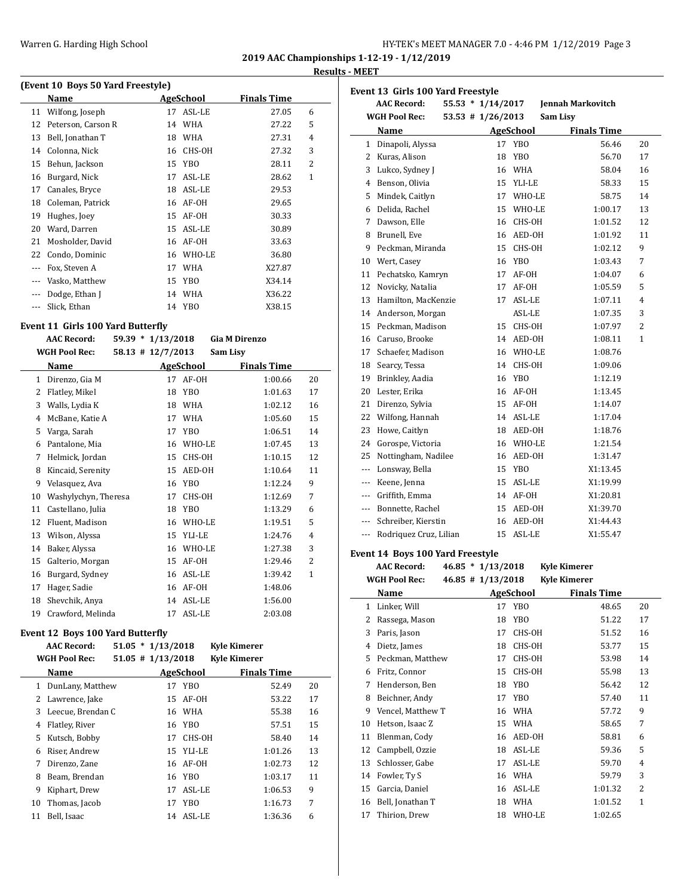## (Event 10 Boys 50 Yard Freestyle)

| | Name | Age | School | Finals Time | |
|---|---|---|---|---|---|
| 11 | Wilfong, Joseph | 17 | ASL-LE | 27.05 | 6 |
| 12 | Peterson, Carson R | 14 | WHA | 27.22 | 5 |
| 13 | Bell, Jonathan T | 18 | WHA | 27.31 | 4 |
| 14 | Colonna, Nick | 16 | CHS-OH | 27.32 | 3 |
| 15 | Behun, Jackson | 15 | YBO | 28.11 | 2 |
| 16 | Burgard, Nick | 17 | ASL-LE | 28.62 | 1 |
| 17 | Canales, Bryce | 18 | ASL-LE | 29.53 | |
| 18 | Coleman, Patrick | 16 | AF-OH | 29.65 | |
| 19 | Hughes, Joey | 15 | AF-OH | 30.33 | |
| 20 | Ward, Darren | 15 | ASL-LE | 30.89 | |
| 21 | Mosholder, David | 16 | AF-OH | 33.63 | |
| 22 | Condo, Dominic | 16 | WHO-LE | 36.80 | |
| --- | Fox, Steven A | 17 | WHA | X27.87 | |
| --- | Vasko, Matthew | 15 | YBO | X34.14 | |
| --- | Dodge, Ethan J | 14 | WHA | X36.22 | |
| --- | Slick, Ethan | 14 | YBO | X38.15 | |

## Event 11 Girls 100 Yard Butterfly

**AAC Record:** 59.39 * 1/13/2018 **Gia M Direnzo**
**WGH Pool Rec:** 58.13 # 12/7/2013 **Sam Lisy**

| | Name | Age | School | Finals Time | |
|---|---|---|---|---|---|
| 1 | Direnzo, Gia M | 17 | AF-OH | 1:00.66 | 20 |
| 2 | Flatley, Mikel | 18 | YBO | 1:01.63 | 17 |
| 3 | Walls, Lydia K | 18 | WHA | 1:02.12 | 16 |
| 4 | McBane, Katie A | 17 | WHA | 1:05.60 | 15 |
| 5 | Varga, Sarah | 17 | YBO | 1:06.51 | 14 |
| 6 | Pantalone, Mia | 16 | WHO-LE | 1:07.45 | 13 |
| 7 | Helmick, Jordan | 15 | CHS-OH | 1:10.15 | 12 |
| 8 | Kincaid, Serenity | 15 | AED-OH | 1:10.64 | 11 |
| 9 | Velasquez, Ava | 16 | YBO | 1:12.24 | 9 |
| 10 | Washylychyn, Theresa | 17 | CHS-OH | 1:12.69 | 7 |
| 11 | Castellano, Julia | 18 | YBO | 1:13.29 | 6 |
| 12 | Fluent, Madison | 16 | WHO-LE | 1:19.51 | 5 |
| 13 | Wilson, Alyssa | 15 | YLI-LE | 1:24.76 | 4 |
| 14 | Baker, Alyssa | 16 | WHO-LE | 1:27.38 | 3 |
| 15 | Galterio, Morgan | 15 | AF-OH | 1:29.46 | 2 |
| 16 | Burgard, Sydney | 16 | ASL-LE | 1:39.42 | 1 |
| 17 | Hager, Sadie | 16 | AF-OH | 1:48.06 | |
| 18 | Shevchik, Anya | 14 | ASL-LE | 1:56.00 | |
| 19 | Crawford, Melinda | 17 | ASL-LE | 2:03.08 | |

## Event 12 Boys 100 Yard Butterfly

**AAC Record:** 51.05 * 1/13/2018 **Kyle Kimerer**
**WGH Pool Rec:** 51.05 # 1/13/2018 **Kyle Kimerer**

| | Name | Age | School | Finals Time | |
|---|---|---|---|---|---|
| 1 | DunLany, Matthew | 17 | YBO | 52.49 | 20 |
| 2 | Lawrence, Jake | 15 | AF-OH | 53.22 | 17 |
| 3 | Leecue, Brendan C | 16 | WHA | 55.38 | 16 |
| 4 | Flatley, River | 16 | YBO | 57.51 | 15 |
| 5 | Kutsch, Bobby | 17 | CHS-OH | 58.40 | 14 |
| 6 | Riser, Andrew | 15 | YLI-LE | 1:01.26 | 13 |
| 7 | Direnzo, Zane | 16 | AF-OH | 1:02.73 | 12 |
| 8 | Beam, Brendan | 16 | YBO | 1:03.17 | 11 |
| 9 | Kiphart, Drew | 17 | ASL-LE | 1:06.53 | 9 |
| 10 | Thomas, Jacob | 17 | YBO | 1:16.73 | 7 |
| 11 | Bell, Isaac | 14 | ASL-LE | 1:36.36 | 6 |

## Event 13 Girls 100 Yard Freestyle

**AAC Record:** 55.53 * 1/14/2017 **Jennah Markovitch**
**WGH Pool Rec:** 53.53 # 1/26/2013 **Sam Lisy**

| | Name | Age | School | Finals Time | |
|---|---|---|---|---|---|
| 1 | Dinapoli, Alyssa | 17 | YBO | 56.46 | 20 |
| 2 | Kuras, Alison | 18 | YBO | 56.70 | 17 |
| 3 | Lukco, Sydney J | 16 | WHA | 58.04 | 16 |
| 4 | Benson, Olivia | 15 | YLI-LE | 58.33 | 15 |
| 5 | Mindek, Caitlyn | 17 | WHO-LE | 58.75 | 14 |
| 6 | Delida, Rachel | 15 | WHO-LE | 1:00.17 | 13 |
| 7 | Dawson, Elle | 16 | CHS-OH | 1:01.52 | 12 |
| 8 | Brunell, Eve | 16 | AED-OH | 1:01.92 | 11 |
| 9 | Peckman, Miranda | 15 | CHS-OH | 1:02.12 | 9 |
| 10 | Wert, Casey | 16 | YBO | 1:03.43 | 7 |
| 11 | Pechatsko, Kamryn | 17 | AF-OH | 1:04.07 | 6 |
| 12 | Novicky, Natalia | 17 | AF-OH | 1:05.59 | 5 |
| 13 | Hamilton, MacKenzie | 17 | ASL-LE | 1:07.11 | 4 |
| 14 | Anderson, Morgan | | ASL-LE | 1:07.35 | 3 |
| 15 | Peckman, Madison | 15 | CHS-OH | 1:07.97 | 2 |
| 16 | Caruso, Brooke | 14 | AED-OH | 1:08.11 | 1 |
| 17 | Schaefer, Madison | 16 | WHO-LE | 1:08.76 | |
| 18 | Searcy, Tessa | 14 | CHS-OH | 1:09.06 | |
| 19 | Brinkley, Aadia | 16 | YBO | 1:12.19 | |
| 20 | Lester, Erika | 16 | AF-OH | 1:13.45 | |
| 21 | Direnzo, Sylvia | 15 | AF-OH | 1:14.07 | |
| 22 | Wilfong, Hannah | 14 | ASL-LE | 1:17.04 | |
| 23 | Howe, Caitlyn | 18 | AED-OH | 1:18.76 | |
| 24 | Gorospe, Victoria | 16 | WHO-LE | 1:21.54 | |
| 25 | Nottingham, Nadilee | 16 | AED-OH | 1:31.47 | |
| --- | Lonsway, Bella | 15 | YBO | X1:13.45 | |
| --- | Keene, Jenna | 15 | ASL-LE | X1:19.99 | |
| --- | Griffith, Emma | 14 | AF-OH | X1:20.81 | |
| --- | Bonnette, Rachel | 15 | AED-OH | X1:39.70 | |
| --- | Schreiber, Kierstin | 16 | AED-OH | X1:44.43 | |
| --- | Rodriquez Cruz, Lilian | 15 | ASL-LE | X1:55.47 | |

## Event 14 Boys 100 Yard Freestyle

**AAC Record:** 46.85 * 1/13/2018 **Kyle Kimerer**
**WGH Pool Rec:** 46.85 # 1/13/2018 **Kyle Kimerer**

| | Name | Age | School | Finals Time | |
|---|---|---|---|---|---|
| 1 | Linker, Will | 17 | YBO | 48.65 | 20 |
| 2 | Rassega, Mason | 18 | YBO | 51.22 | 17 |
| 3 | Paris, Jason | 17 | CHS-OH | 51.52 | 16 |
| 4 | Dietz, James | 18 | CHS-OH | 53.77 | 15 |
| 5 | Peckman, Matthew | 17 | CHS-OH | 53.98 | 14 |
| 6 | Fritz, Connor | 15 | CHS-OH | 55.98 | 13 |
| 7 | Henderson, Ben | 18 | YBO | 56.42 | 12 |
| 8 | Beichner, Andy | 17 | YBO | 57.40 | 11 |
| 9 | Vencel, Matthew T | 16 | WHA | 57.72 | 9 |
| 10 | Hetson, Isaac Z | 15 | WHA | 58.65 | 7 |
| 11 | Blenman, Cody | 16 | AED-OH | 58.81 | 6 |
| 12 | Campbell, Ozzie | 18 | ASL-LE | 59.36 | 5 |
| 13 | Schlosser, Gabe | 17 | ASL-LE | 59.70 | 4 |
| 14 | Fowler, Ty S | 16 | WHA | 59.79 | 3 |
| 15 | Garcia, Daniel | 16 | ASL-LE | 1:01.32 | 2 |
| 16 | Bell, Jonathan T | 18 | WHA | 1:01.52 | 1 |
| 17 | Thirion, Drew | 18 | WHO-LE | 1:02.65 | |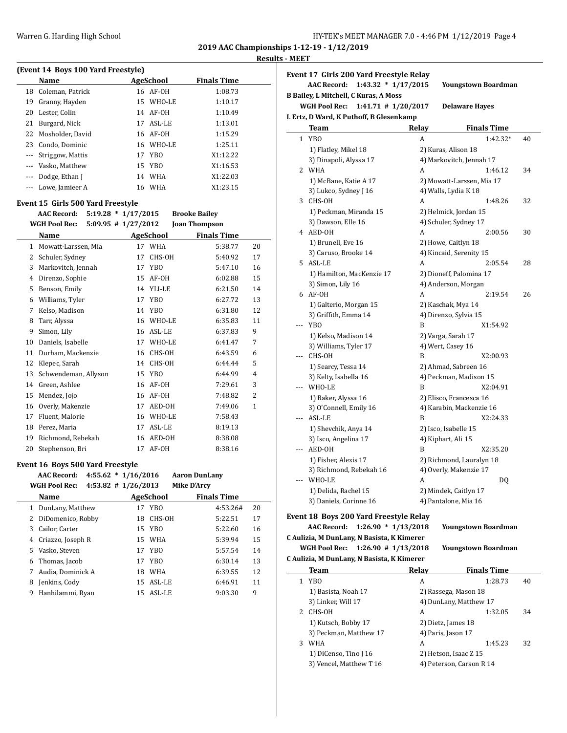## (Event 14 Boys 100 Yard Freestyle)

| | Name | Age | School | Finals Time | |
|---|---|---|---|---|---|
| 18 | Coleman, Patrick | 16 | AF-OH | 1:08.73 | |
| 19 | Granny, Hayden | 15 | WHO-LE | 1:10.17 | |
| 20 | Lester, Colin | 14 | AF-OH | 1:10.49 | |
| 21 | Burgard, Nick | 17 | ASL-LE | 1:13.01 | |
| 22 | Mosholder, David | 16 | AF-OH | 1:15.29 | |
| 23 | Condo, Dominic | 16 | WHO-LE | 1:25.11 | |
| --- | Striggow, Mattis | 17 | YBO | X1:12.22 | |
| --- | Vasko, Matthew | 15 | YBO | X1:16.53 | |
| --- | Dodge, Ethan J | 14 | WHA | X1:22.03 | |
| --- | Lowe, Jamieer A | 16 | WHA | X1:23.15 | |

## Event 15 Girls 500 Yard Freestyle

**AAC Record: 5:19.28 * 1/17/2015 Brooke Bailey**

**WGH Pool Rec: 5:09.95 # 1/27/2012 Joan Thompson**

| | Name | Age | School | Finals Time | |
|---|---|---|---|---|---|
| 1 | Mowatt-Larssen, Mia | 17 | WHA | 5:38.77 | 20 |
| 2 | Schuler, Sydney | 17 | CHS-OH | 5:40.92 | 17 |
| 3 | Markovitch, Jennah | 17 | YBO | 5:47.10 | 16 |
| 4 | Direnzo, Sophie | 15 | AF-OH | 6:02.88 | 15 |
| 5 | Benson, Emily | 14 | YLI-LE | 6:21.50 | 14 |
| 6 | Williams, Tyler | 17 | YBO | 6:27.72 | 13 |
| 7 | Kelso, Madison | 14 | YBO | 6:31.80 | 12 |
| 8 | Tarr, Alyssa | 16 | WHO-LE | 6:35.83 | 11 |
| 9 | Simon, Lily | 16 | ASL-LE | 6:37.83 | 9 |
| 10 | Daniels, Isabelle | 17 | WHO-LE | 6:41.47 | 7 |
| 11 | Durham, Mackenzie | 16 | CHS-OH | 6:43.59 | 6 |
| 12 | Klepec, Sarah | 14 | CHS-OH | 6:44.44 | 5 |
| 13 | Schwendeman, Allyson | 15 | YBO | 6:44.99 | 4 |
| 14 | Green, Ashlee | 16 | AF-OH | 7:29.61 | 3 |
| 15 | Mendez, Jojo | 16 | AF-OH | 7:48.82 | 2 |
| 16 | Overly, Makenzie | 17 | AED-OH | 7:49.06 | 1 |
| 17 | Fluent, Malorie | 16 | WHO-LE | 7:58.43 | |
| 18 | Perez, Maria | 17 | ASL-LE | 8:19.13 | |
| 19 | Richmond, Rebekah | 16 | AED-OH | 8:38.08 | |
| 20 | Stephenson, Bri | 17 | AF-OH | 8:38.16 | |

## Event 16 Boys 500 Yard Freestyle

**AAC Record: 4:55.62 * 1/16/2016 Aaron DunLany**

**WGH Pool Rec: 4:53.82 # 1/26/2013 Mike D'Arcy**

| | Name | Age | School | Finals Time | |
|---|---|---|---|---|---|
| 1 | DunLany, Matthew | 17 | YBO | 4:53.26# | 20 |
| 2 | DiDomenico, Robby | 18 | CHS-OH | 5:22.51 | 17 |
| 3 | Cailor, Carter | 15 | YBO | 5:22.60 | 16 |
| 4 | Criazzo, Joseph R | 15 | WHA | 5:39.94 | 15 |
| 5 | Vasko, Steven | 17 | YBO | 5:57.54 | 14 |
| 6 | Thomas, Jacob | 17 | YBO | 6:30.14 | 13 |
| 7 | Audia, Dominick A | 18 | WHA | 6:39.55 | 12 |
| 8 | Jenkins, Cody | 15 | ASL-LE | 6:46.91 | 11 |
| 9 | Hanhilammi, Ryan | 15 | ASL-LE | 9:03.30 | 9 |

## Event 17 Girls 200 Yard Freestyle Relay

**AAC Record: 1:43.32 * 1/17/2015 Youngstown Boardman**

**B Bailey, L Mitchell, C Kuras, A Moss**

**WGH Pool Rec: 1:41.71 # 1/20/2017 Delaware Hayes**

**L Ertz, D Ward, K Puthoff, B Glesenkamp**

| | Team | Relay | Finals Time | |
|---|---|---|---|---|
| 1 | YBO | A | 1:42.32* | 40 |
| | 1) Flatley, Mikel 18 | 2) Kuras, Alison 18 | | |
| | 3) Dinapoli, Alyssa 17 | 4) Markovitch, Jennah 17 | | |
| 2 | WHA | A | 1:46.12 | 34 |
| | 1) McBane, Katie A 17 | 2) Mowatt-Larssen, Mia 17 | | |
| | 3) Lukco, Sydney J 16 | 4) Walls, Lydia K 18 | | |
| 3 | CHS-OH | A | 1:48.26 | 32 |
| | 1) Peckman, Miranda 15 | 2) Helmick, Jordan 15 | | |
| | 3) Dawson, Elle 16 | 4) Schuler, Sydney 17 | | |
| 4 | AED-OH | A | 2:00.56 | 30 |
| | 1) Brunell, Eve 16 | 2) Howe, Caitlyn 18 | | |
| | 3) Caruso, Brooke 14 | 4) Kincaid, Serenity 15 | | |
| 5 | ASL-LE | A | 2:05.54 | 28 |
| | 1) Hamilton, MacKenzie 17 | 2) Dioneff, Palomina 17 | | |
| | 3) Simon, Lily 16 | 4) Anderson, Morgan | | |
| 6 | AF-OH | A | 2:19.54 | 26 |
| | 1) Galterio, Morgan 15 | 2) Kaschak, Mya 14 | | |
| | 3) Griffith, Emma 14 | 4) Direnzo, Sylvia 15 | | |
| --- | YBO | B | X1:54.92 | |
| | 1) Kelso, Madison 14 | 2) Varga, Sarah 17 | | |
| | 3) Williams, Tyler 17 | 4) Wert, Casey 16 | | |
| --- | CHS-OH | B | X2:00.93 | |
| | 1) Searcy, Tessa 14 | 2) Ahmad, Sabreen 16 | | |
| | 3) Kelty, Isabella 16 | 4) Peckman, Madison 15 | | |
| --- | WHO-LE | B | X2:04.91 | |
| | 1) Baker, Alyssa 16 | 2) Elisco, Francesca 16 | | |
| | 3) O'Connell, Emily 16 | 4) Karabin, Mackenzie 16 | | |
| --- | ASL-LE | B | X2:24.33 | |
| | 1) Shevchik, Anya 14 | 2) Isco, Isabelle 15 | | |
| | 3) Isco, Angelina 17 | 4) Kiphart, Ali 15 | | |
| --- | AED-OH | B | X2:35.20 | |
| | 1) Fisher, Alexis 17 | 2) Richmond, Lauralyn 18 | | |
| | 3) Richmond, Rebekah 16 | 4) Overly, Makenzie 17 | | |
| --- | WHO-LE | A | DQ | |
| | 1) Delida, Rachel 15 | 2) Mindek, Caitlyn 17 | | |
| | 3) Daniels, Corinne 16 | 4) Pantalone, Mia 16 | | |

## Event 18 Boys 200 Yard Freestyle Relay

**AAC Record: 1:26.90 * 1/13/2018 Youngstown Boardman**

**C Aulizia, M DunLany, N Basista, K Kimerer**

**WGH Pool Rec: 1:26.90 # 1/13/2018 Youngstown Boardman**

**C Aulizia, M DunLany, N Basista, K Kimerer**

| | Team | Relay | Finals Time | |
|---|---|---|---|---|
| 1 | YBO | A | 1:28.73 | 40 |
| | 1) Basista, Noah 17 | 2) Rassega, Mason 18 | | |
| | 3) Linker, Will 17 | 4) DunLany, Matthew 17 | | |
| 2 | CHS-OH | A | 1:32.05 | 34 |
| | 1) Kutsch, Bobby 17 | 2) Dietz, James 18 | | |
| | 3) Peckman, Matthew 17 | 4) Paris, Jason 17 | | |
| 3 | WHA | A | 1:45.23 | 32 |
| | 1) DiCenso, Tino J 16 | 2) Hetson, Isaac Z 15 | | |
| | 3) Vencel, Matthew T 16 | 4) Peterson, Carson R 14 | | |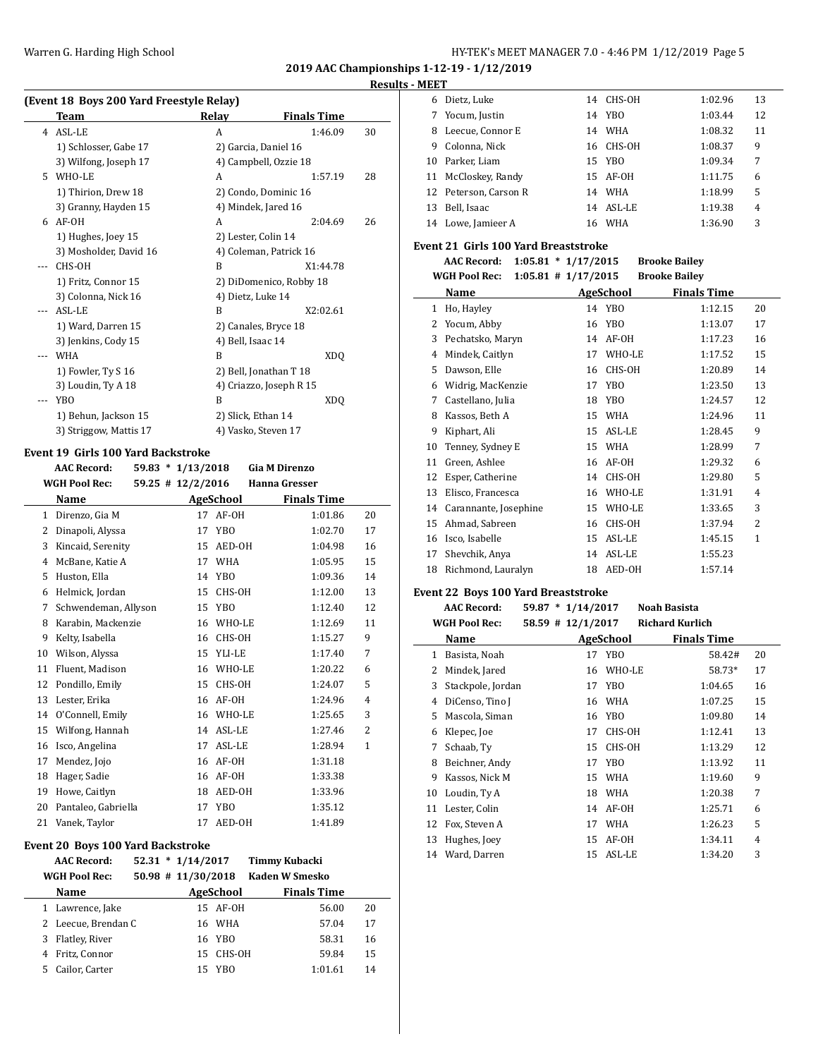**2019 AAC Championships 1-12-19 - 1/12/2019**

**Results - MEET**

### (Event 18 Boys 200 Yard Freestyle Relay)

| | Team | Relay | | Finals Time | |
|---|---|---|---|---|---|
| 4 | ASL-LE | A | | 1:46.09 | 30 |
| | 1) Schlosser, Gabe 17 | | 2) Garcia, Daniel 16 | | |
| | 3) Wilfong, Joseph 17 | | 4) Campbell, Ozzie 18 | | |
| 5 | WHO-LE | A | | 1:57.19 | 28 |
| | 1) Thirion, Drew 18 | | 2) Condo, Dominic 16 | | |
| | 3) Granny, Hayden 15 | | 4) Mindek, Jared 16 | | |
| 6 | AF-OH | A | | 2:04.69 | 26 |
| | 1) Hughes, Joey 15 | | 2) Lester, Colin 14 | | |
| | 3) Mosholder, David 16 | | 4) Coleman, Patrick 16 | | |
| --- | CHS-OH | B | | X1:44.78 | |
| | 1) Fritz, Connor 15 | | 2) DiDomenico, Robby 18 | | |
| | 3) Colonna, Nick 16 | | 4) Dietz, Luke 14 | | |
| --- | ASL-LE | B | | X2:02.61 | |
| | 1) Ward, Darren 15 | | 2) Canales, Bryce 18 | | |
| | 3) Jenkins, Cody 15 | | 4) Bell, Isaac 14 | | |
| --- | WHA | B | | XDQ | |
| | 1) Fowler, Ty S 16 | | 2) Bell, Jonathan T 18 | | |
| | 3) Loudin, Ty A 18 | | 4) Criazzo, Joseph R 15 | | |
| --- | YBO | B | | XDQ | |
| | 1) Behun, Jackson 15 | | 2) Slick, Ethan 14 | | |
| | 3) Striggow, Mattis 17 | | 4) Vasko, Steven 17 | | |

### Event 19 Girls 100 Yard Backstroke

**AAC Record:** 59.83 * 1/13/2018 **Gia M Direnzo**
**WGH Pool Rec:** 59.25 # 12/2/2016 **Hanna Gresser**

| | Name | Age | School | Finals Time | |
|---|---|---|---|---|---|
| 1 | Direnzo, Gia M | 17 | AF-OH | 1:01.86 | 20 |
| 2 | Dinapoli, Alyssa | 17 | YBO | 1:02.70 | 17 |
| 3 | Kincaid, Serenity | 15 | AED-OH | 1:04.98 | 16 |
| 4 | McBane, Katie A | 17 | WHA | 1:05.95 | 15 |
| 5 | Huston, Ella | 14 | YBO | 1:09.36 | 14 |
| 6 | Helmick, Jordan | 15 | CHS-OH | 1:12.00 | 13 |
| 7 | Schwendeman, Allyson | 15 | YBO | 1:12.40 | 12 |
| 8 | Karabin, Mackenzie | 16 | WHO-LE | 1:12.69 | 11 |
| 9 | Kelty, Isabella | 16 | CHS-OH | 1:15.27 | 9 |
| 10 | Wilson, Alyssa | 15 | YLI-LE | 1:17.40 | 7 |
| 11 | Fluent, Madison | 16 | WHO-LE | 1:20.22 | 6 |
| 12 | Pondillo, Emily | 15 | CHS-OH | 1:24.07 | 5 |
| 13 | Lester, Erika | 16 | AF-OH | 1:24.96 | 4 |
| 14 | O'Connell, Emily | 16 | WHO-LE | 1:25.65 | 3 |
| 15 | Wilfong, Hannah | 14 | ASL-LE | 1:27.46 | 2 |
| 16 | Isco, Angelina | 17 | ASL-LE | 1:28.94 | 1 |
| 17 | Mendez, Jojo | 16 | AF-OH | 1:31.18 | |
| 18 | Hager, Sadie | 16 | AF-OH | 1:33.38 | |
| 19 | Howe, Caitlyn | 18 | AED-OH | 1:33.96 | |
| 20 | Pantaleo, Gabriella | 17 | YBO | 1:35.12 | |
| 21 | Vanek, Taylor | 17 | AED-OH | 1:41.89 | |

### Event 20 Boys 100 Yard Backstroke

**AAC Record:** 52.31 * 1/14/2017 **Timmy Kubacki**
**WGH Pool Rec:** 50.98 # 11/30/2018 **Kaden W Smesko**

| | Name | Age | School | Finals Time | |
|---|---|---|---|---|---|
| 1 | Lawrence, Jake | 15 | AF-OH | 56.00 | 20 |
| 2 | Leecue, Brendan C | 16 | WHA | 57.04 | 17 |
| 3 | Flatley, River | 16 | YBO | 58.31 | 16 |
| 4 | Fritz, Connor | 15 | CHS-OH | 59.84 | 15 |
| 5 | Cailor, Carter | 15 | YBO | 1:01.61 | 14 |
| 6 | Dietz, Luke | 14 | CHS-OH | 1:02.96 | 13 |
| 7 | Yocum, Justin | 14 | YBO | 1:03.44 | 12 |
| 8 | Leecue, Connor E | 14 | WHA | 1:08.32 | 11 |
| 9 | Colonna, Nick | 16 | CHS-OH | 1:08.37 | 9 |
| 10 | Parker, Liam | 15 | YBO | 1:09.34 | 7 |
| 11 | McCloskey, Randy | 15 | AF-OH | 1:11.75 | 6 |
| 12 | Peterson, Carson R | 14 | WHA | 1:18.99 | 5 |
| 13 | Bell, Isaac | 14 | ASL-LE | 1:19.38 | 4 |
| 14 | Lowe, Jamieer A | 16 | WHA | 1:36.90 | 3 |

### Event 21 Girls 100 Yard Breaststroke

**AAC Record:** 1:05.81 * 1/17/2015 **Brooke Bailey**
**WGH Pool Rec:** 1:05.81 # 1/17/2015 **Brooke Bailey**

| | Name | Age | School | Finals Time | |
|---|---|---|---|---|---|
| 1 | Ho, Hayley | 14 | YBO | 1:12.15 | 20 |
| 2 | Yocum, Abby | 16 | YBO | 1:13.07 | 17 |
| 3 | Pechatsko, Maryn | 14 | AF-OH | 1:17.23 | 16 |
| 4 | Mindek, Caitlyn | 17 | WHO-LE | 1:17.52 | 15 |
| 5 | Dawson, Elle | 16 | CHS-OH | 1:20.89 | 14 |
| 6 | Widrig, MacKenzie | 17 | YBO | 1:23.50 | 13 |
| 7 | Castellano, Julia | 18 | YBO | 1:24.57 | 12 |
| 8 | Kassos, Beth A | 15 | WHA | 1:24.96 | 11 |
| 9 | Kiphart, Ali | 15 | ASL-LE | 1:28.45 | 9 |
| 10 | Tenney, Sydney E | 15 | WHA | 1:28.99 | 7 |
| 11 | Green, Ashlee | 16 | AF-OH | 1:29.32 | 6 |
| 12 | Esper, Catherine | 14 | CHS-OH | 1:29.80 | 5 |
| 13 | Elisco, Francesca | 16 | WHO-LE | 1:31.91 | 4 |
| 14 | Carannante, Josephine | 15 | WHO-LE | 1:33.65 | 3 |
| 15 | Ahmad, Sabreen | 16 | CHS-OH | 1:37.94 | 2 |
| 16 | Isco, Isabelle | 15 | ASL-LE | 1:45.15 | 1 |
| 17 | Shevchik, Anya | 14 | ASL-LE | 1:55.23 | |
| 18 | Richmond, Lauralyn | 18 | AED-OH | 1:57.14 | |

### Event 22 Boys 100 Yard Breaststroke

**AAC Record:** 59.87 * 1/14/2017 **Noah Basista**
**WGH Pool Rec:** 58.59 # 12/1/2017 **Richard Kurlich**

| | Name | Age | School | Finals Time | |
|---|---|---|---|---|---|
| 1 | Basista, Noah | 17 | YBO | 58.42# | 20 |
| 2 | Mindek, Jared | 16 | WHO-LE | 58.73* | 17 |
| 3 | Stackpole, Jordan | 17 | YBO | 1:04.65 | 16 |
| 4 | DiCenso, Tino J | 16 | WHA | 1:07.25 | 15 |
| 5 | Mascola, Siman | 16 | YBO | 1:09.80 | 14 |
| 6 | Klepec, Joe | 17 | CHS-OH | 1:12.41 | 13 |
| 7 | Schaab, Ty | 15 | CHS-OH | 1:13.29 | 12 |
| 8 | Beichner, Andy | 17 | YBO | 1:13.92 | 11 |
| 9 | Kassos, Nick M | 15 | WHA | 1:19.60 | 9 |
| 10 | Loudin, Ty A | 18 | WHA | 1:20.38 | 7 |
| 11 | Lester, Colin | 14 | AF-OH | 1:25.71 | 6 |
| 12 | Fox, Steven A | 17 | WHA | 1:26.23 | 5 |
| 13 | Hughes, Joey | 15 | AF-OH | 1:34.11 | 4 |
| 14 | Ward, Darren | 15 | ASL-LE | 1:34.20 | 3 |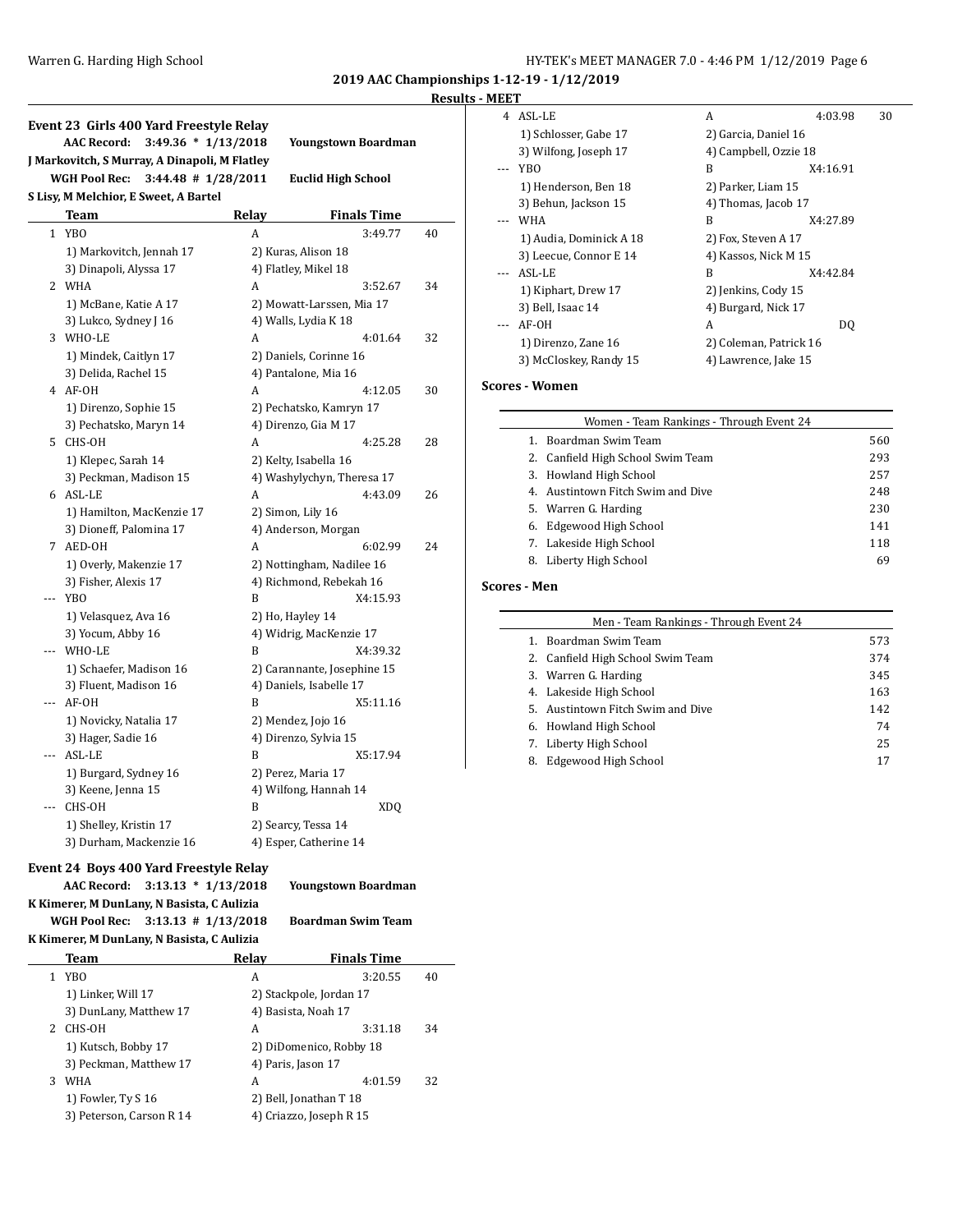**2019 AAC Championships 1-12-19 - 1/12/2019**

**Results - MEET**

### Event 23 Girls 400 Yard Freestyle Relay

**AAC Record: 3:49.36 * 1/13/2018 Youngstown Boardman**
**J Markovitch, S Murray, A Dinapoli, M Flatley**
**WGH Pool Rec: 3:44.48 # 1/28/2011 Euclid High School**
**S Lisy, M Melchior, E Sweet, A Bartel**

| | Team | Relay | Finals Time | |
|---|---|---|---|---|
| 1 | YBO | A | 3:49.77 | 40 |
| | 1) Markovitch, Jennah 17 | 2) Kuras, Alison 18 | | |
| | 3) Dinapoli, Alyssa 17 | 4) Flatley, Mikel 18 | | |
| 2 | WHA | A | 3:52.67 | 34 |
| | 1) McBane, Katie A 17 | 2) Mowatt-Larssen, Mia 17 | | |
| | 3) Lukco, Sydney J 16 | 4) Walls, Lydia K 18 | | |
| 3 | WHO-LE | A | 4:01.64 | 32 |
| | 1) Mindek, Caitlyn 17 | 2) Daniels, Corinne 16 | | |
| | 3) Delida, Rachel 15 | 4) Pantalone, Mia 16 | | |
| 4 | AF-OH | A | 4:12.05 | 30 |
| | 1) Direnzo, Sophie 15 | 2) Pechatsko, Kamryn 17 | | |
| | 3) Pechatsko, Maryn 14 | 4) Direnzo, Gia M 17 | | |
| 5 | CHS-OH | A | 4:25.28 | 28 |
| | 1) Klepec, Sarah 14 | 2) Kelty, Isabella 16 | | |
| | 3) Peckman, Madison 15 | 4) Washylychyn, Theresa 17 | | |
| 6 | ASL-LE | A | 4:43.09 | 26 |
| | 1) Hamilton, MacKenzie 17 | 2) Simon, Lily 16 | | |
| | 3) Dioneff, Palomina 17 | 4) Anderson, Morgan | | |
| 7 | AED-OH | A | 6:02.99 | 24 |
| | 1) Overly, Makenzie 17 | 2) Nottingham, Nadilee 16 | | |
| | 3) Fisher, Alexis 17 | 4) Richmond, Rebekah 16 | | |
| --- | YBO | B | X4:15.93 | |
| | 1) Velasquez, Ava 16 | 2) Ho, Hayley 14 | | |
| | 3) Yocum, Abby 16 | 4) Widrig, MacKenzie 17 | | |
| --- | WHO-LE | B | X4:39.32 | |
| | 1) Schaefer, Madison 16 | 2) Carannante, Josephine 15 | | |
| | 3) Fluent, Madison 16 | 4) Daniels, Isabelle 17 | | |
| --- | AF-OH | B | X5:11.16 | |
| | 1) Novicky, Natalia 17 | 2) Mendez, Jojo 16 | | |
| | 3) Hager, Sadie 16 | 4) Direnzo, Sylvia 15 | | |
| --- | ASL-LE | B | X5:17.94 | |
| | 1) Burgard, Sydney 16 | 2) Perez, Maria 17 | | |
| | 3) Keene, Jenna 15 | 4) Wilfong, Hannah 14 | | |
| --- | CHS-OH | B | XDQ | |
| | 1) Shelley, Kristin 17 | 2) Searcy, Tessa 14 | | |
| | 3) Durham, Mackenzie 16 | 4) Esper, Catherine 14 | | |

### Event 24 Boys 400 Yard Freestyle Relay

**AAC Record: 3:13.13 * 1/13/2018 Youngstown Boardman**
**K Kimerer, M DunLany, N Basista, C Aulizia**
**WGH Pool Rec: 3:13.13 # 1/13/2018 Boardman Swim Team**
**K Kimerer, M DunLany, N Basista, C Aulizia**

| | Team | Relay | Finals Time | |
|---|---|---|---|---|
| 1 | YBO | A | 3:20.55 | 40 |
| | 1) Linker, Will 17 | 2) Stackpole, Jordan 17 | | |
| | 3) DunLany, Matthew 17 | 4) Basista, Noah 17 | | |
| 2 | CHS-OH | A | 3:31.18 | 34 |
| | 1) Kutsch, Bobby 17 | 2) DiDomenico, Robby 18 | | |
| | 3) Peckman, Matthew 17 | 4) Paris, Jason 17 | | |
| 3 | WHA | A | 4:01.59 | 32 |
| | 1) Fowler, Ty S 16 | 2) Bell, Jonathan T 18 | | |
| | 3) Peterson, Carson R 14 | 4) Criazzo, Joseph R 15 | | |
| 4 | ASL-LE | A | 4:03.98 | 30 |
| | 1) Schlosser, Gabe 17 | 2) Garcia, Daniel 16 | | |
| | 3) Wilfong, Joseph 17 | 4) Campbell, Ozzie 18 | | |
| --- | YBO | B | X4:16.91 | |
| | 1) Henderson, Ben 18 | 2) Parker, Liam 15 | | |
| | 3) Behun, Jackson 15 | 4) Thomas, Jacob 17 | | |
| --- | WHA | B | X4:27.89 | |
| | 1) Audia, Dominick A 18 | 2) Fox, Steven A 17 | | |
| | 3) Leecue, Connor E 14 | 4) Kassos, Nick M 15 | | |
| --- | ASL-LE | B | X4:42.84 | |
| | 1) Kiphart, Drew 17 | 2) Jenkins, Cody 15 | | |
| | 3) Bell, Isaac 14 | 4) Burgard, Nick 17 | | |
| --- | AF-OH | A | DQ | |
| | 1) Direnzo, Zane 16 | 2) Coleman, Patrick 16 | | |
| | 3) McCloskey, Randy 15 | 4) Lawrence, Jake 15 | | |

### Scores - Women

| Women - Team Rankings - Through Event 24 | |
|---|---|
| 1. Boardman Swim Team | 560 |
| 2. Canfield High School Swim Team | 293 |
| 3. Howland High School | 257 |
| 4. Austintown Fitch Swim and Dive | 248 |
| 5. Warren G. Harding | 230 |
| 6. Edgewood High School | 141 |
| 7. Lakeside High School | 118 |
| 8. Liberty High School | 69 |

### Scores - Men

| Men - Team Rankings - Through Event 24 | |
|---|---|
| 1. Boardman Swim Team | 573 |
| 2. Canfield High School Swim Team | 374 |
| 3. Warren G. Harding | 345 |
| 4. Lakeside High School | 163 |
| 5. Austintown Fitch Swim and Dive | 142 |
| 6. Howland High School | 74 |
| 7. Liberty High School | 25 |
| 8. Edgewood High School | 17 |